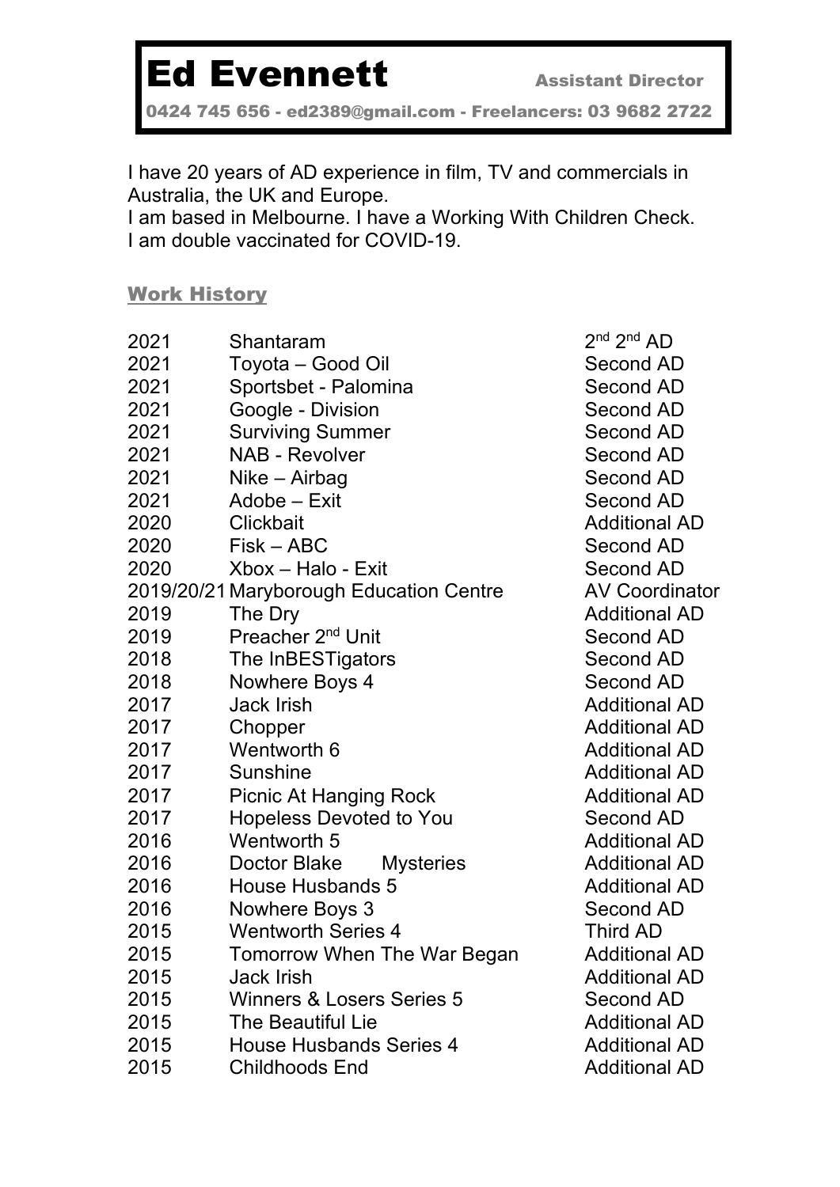# Ed Evennett

**Assistant Director**

**0424 745 656 - ed2389@gmail.com - Freelancers: 03 9682 2722**

I have 20 years of AD experience in film, TV and commercials in Australia, the UK and Europe.
I am based in Melbourne. I have a Working With Children Check.
I am double vaccinated for COVID-19.

## Work History

| Year | Production | Role |
|---|---|---|
| 2021 | Shantaram | 2nd 2nd AD |
| 2021 | Toyota – Good Oil | Second AD |
| 2021 | Sportsbet - Palomina | Second AD |
| 2021 | Google - Division | Second AD |
| 2021 | Surviving Summer | Second AD |
| 2021 | NAB - Revolver | Second AD |
| 2021 | Nike – Airbag | Second AD |
| 2021 | Adobe – Exit | Second AD |
| 2020 | Clickbait | Additional AD |
| 2020 | Fisk – ABC | Second AD |
| 2020 | Xbox – Halo - Exit | Second AD |
| 2019/20/21 | Maryborough Education Centre | AV Coordinator |
| 2019 | The Dry | Additional AD |
| 2019 | Preacher 2nd Unit | Second AD |
| 2018 | The InBESTigators | Second AD |
| 2018 | Nowhere Boys 4 | Second AD |
| 2017 | Jack Irish | Additional AD |
| 2017 | Chopper | Additional AD |
| 2017 | Wentworth 6 | Additional AD |
| 2017 | Sunshine | Additional AD |
| 2017 | Picnic At Hanging Rock | Additional AD |
| 2017 | Hopeless Devoted to You | Second AD |
| 2016 | Wentworth 5 | Additional AD |
| 2016 | Doctor Blake Mysteries | Additional AD |
| 2016 | House Husbands 5 | Additional AD |
| 2016 | Nowhere Boys 3 | Second AD |
| 2015 | Wentworth Series 4 | Third AD |
| 2015 | Tomorrow When The War Began | Additional AD |
| 2015 | Jack Irish | Additional AD |
| 2015 | Winners & Losers Series 5 | Second AD |
| 2015 | The Beautiful Lie | Additional AD |
| 2015 | House Husbands Series 4 | Additional AD |
| 2015 | Childhoods End | Additional AD |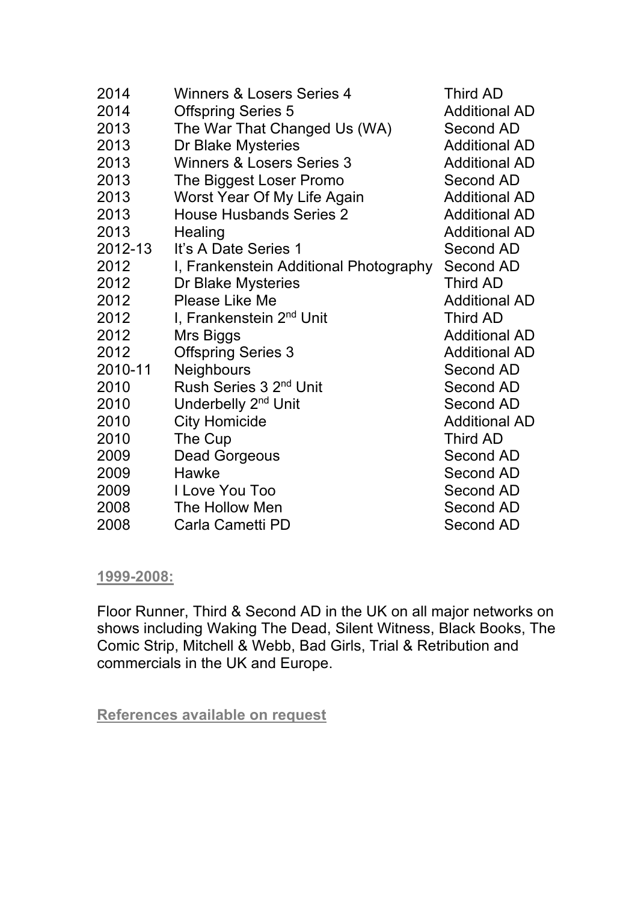| | | |
|---|---|---|
| 2014 | Winners & Losers Series 4 | Third AD |
| 2014 | Offspring Series 5 | Additional AD |
| 2013 | The War That Changed Us (WA) | Second AD |
| 2013 | Dr Blake Mysteries | Additional AD |
| 2013 | Winners & Losers Series 3 | Additional AD |
| 2013 | The Biggest Loser Promo | Second AD |
| 2013 | Worst Year Of My Life Again | Additional AD |
| 2013 | House Husbands Series 2 | Additional AD |
| 2013 | Healing | Additional AD |
| 2012-13 | It's A Date Series 1 | Second AD |
| 2012 | I, Frankenstein Additional Photography | Second AD |
| 2012 | Dr Blake Mysteries | Third AD |
| 2012 | Please Like Me | Additional AD |
| 2012 | I, Frankenstein 2nd Unit | Third AD |
| 2012 | Mrs Biggs | Additional AD |
| 2012 | Offspring Series 3 | Additional AD |
| 2010-11 | Neighbours | Second AD |
| 2010 | Rush Series 3 2nd Unit | Second AD |
| 2010 | Underbelly 2nd Unit | Second AD |
| 2010 | City Homicide | Additional AD |
| 2010 | The Cup | Third AD |
| 2009 | Dead Gorgeous | Second AD |
| 2009 | Hawke | Second AD |
| 2009 | I Love You Too | Second AD |
| 2008 | The Hollow Men | Second AD |
| 2008 | Carla Cametti PD | Second AD |

**1999-2008:**

Floor Runner, Third & Second AD in the UK on all major networks on shows including Waking The Dead, Silent Witness, Black Books, The Comic Strip, Mitchell & Webb, Bad Girls, Trial & Retribution and commercials in the UK and Europe.

**References available on request**